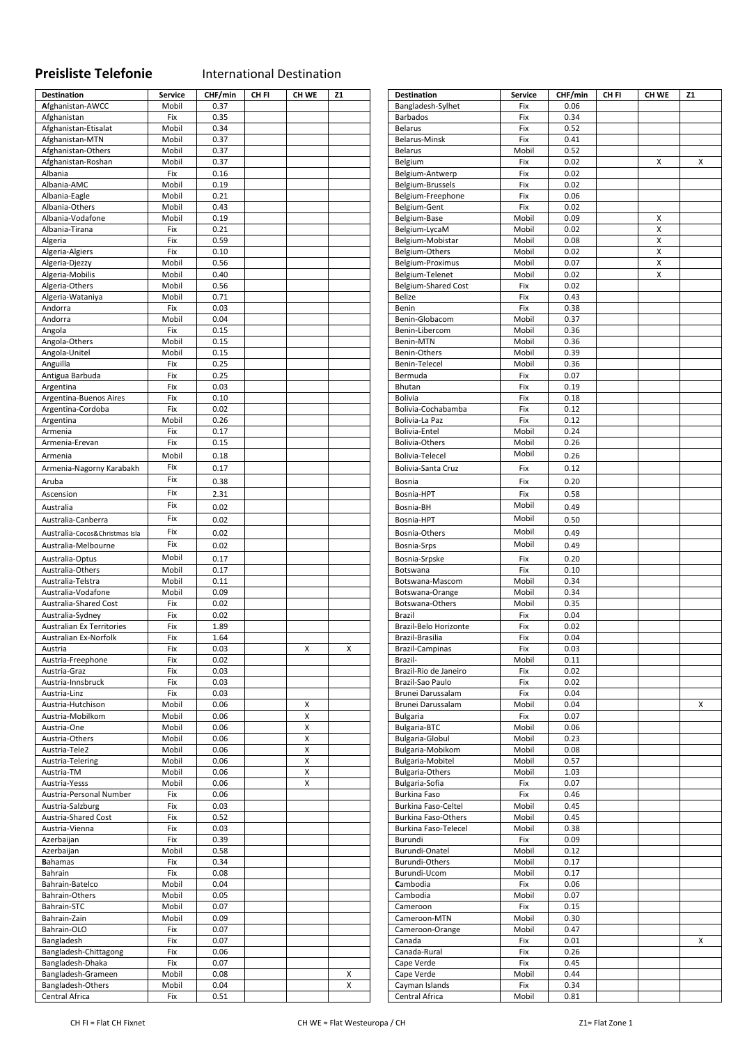## Preisliste Telefonie International Destination

| Destination | Service | CHF/min | CH FI | CH WE | Z1 |
|---|---|---|---|---|---|
| Afghanistan-AWCC | Mobil | 0.37 | | | |
| Afghanistan | Fix | 0.35 | | | |
| Afghanistan-Etisalat | Mobil | 0.34 | | | |
| Afghanistan-MTN | Mobil | 0.37 | | | |
| Afghanistan-Others | Mobil | 0.37 | | | |
| Afghanistan-Roshan | Mobil | 0.37 | | | |
| Albania | Fix | 0.16 | | | |
| Albania-AMC | Mobil | 0.19 | | | |
| Albania-Eagle | Mobil | 0.21 | | | |
| Albania-Others | Mobil | 0.43 | | | |
| Albania-Vodafone | Mobil | 0.19 | | | |
| Albania-Tirana | Fix | 0.21 | | | |
| Algeria | Fix | 0.59 | | | |
| Algeria-Algiers | Fix | 0.10 | | | |
| Algeria-Djezzy | Mobil | 0.56 | | | |
| Algeria-Mobilis | Mobil | 0.40 | | | |
| Algeria-Others | Mobil | 0.56 | | | |
| Algeria-Wataniya | Mobil | 0.71 | | | |
| Andorra | Fix | 0.03 | | | |
| Andorra | Mobil | 0.04 | | | |
| Angola | Fix | 0.15 | | | |
| Angola-Others | Mobil | 0.15 | | | |
| Angola-Unitel | Mobil | 0.15 | | | |
| Anguilla | Fix | 0.25 | | | |
| Antigua Barbuda | Fix | 0.25 | | | |
| Argentina | Fix | 0.03 | | | |
| Argentina-Buenos Aires | Fix | 0.10 | | | |
| Argentina-Cordoba | Fix | 0.02 | | | |
| Argentina | Mobil | 0.26 | | | |
| Armenia | Fix | 0.17 | | | |
| Armenia-Erevan | Fix | 0.15 | | | |
| Armenia | Mobil | 0.18 | | | |
| Armenia-Nagorny Karabakh | Fix | 0.17 | | | |
| Aruba | Fix | 0.38 | | | |
| Ascension | Fix | 2.31 | | | |
| Australia | Fix | 0.02 | | | |
| Australia-Canberra | Fix | 0.02 | | | |
| Australia-Cocos&Christmas Isla | Fix | 0.02 | | | |
| Australia-Melbourne | Fix | 0.02 | | | |
| Australia-Optus | Mobil | 0.17 | | | |
| Australia-Others | Mobil | 0.17 | | | |
| Australia-Telstra | Mobil | 0.11 | | | |
| Australia-Vodafone | Mobil | 0.09 | | | |
| Australia-Shared Cost | Fix | 0.02 | | | |
| Australia-Sydney | Fix | 0.02 | | | |
| Australian Ex Territories | Fix | 1.89 | | | |
| Australian Ex-Norfolk | Fix | 1.64 | | | |
| Austria | Fix | 0.03 | | X | X |
| Austria-Freephone | Fix | 0.02 | | | |
| Austria-Graz | Fix | 0.03 | | | |
| Austria-Innsbruck | Fix | 0.03 | | | |
| Austria-Linz | Fix | 0.03 | | | |
| Austria-Hutchison | Mobil | 0.06 | | X | |
| Austria-Mobilkom | Mobil | 0.06 | | X | |
| Austria-One | Mobil | 0.06 | | X | |
| Austria-Others | Mobil | 0.06 | | X | |
| Austria-Tele2 | Mobil | 0.06 | | X | |
| Austria-Telering | Mobil | 0.06 | | X | |
| Austria-TM | Mobil | 0.06 | | X | |
| Austria-Yesss | Mobil | 0.06 | | X | |
| Austria-Personal Number | Fix | 0.06 | | | |
| Austria-Salzburg | Fix | 0.03 | | | |
| Austria-Shared Cost | Fix | 0.52 | | | |
| Austria-Vienna | Fix | 0.03 | | | |
| Azerbaijan | Fix | 0.39 | | | |
| Azerbaijan | Mobil | 0.58 | | | |
| Bahamas | Fix | 0.34 | | | |
| Bahrain | Fix | 0.08 | | | |
| Bahrain-Batelco | Mobil | 0.04 | | | |
| Bahrain-Others | Mobil | 0.05 | | | |
| Bahrain-STC | Mobil | 0.07 | | | |
| Bahrain-Zain | Mobil | 0.09 | | | |
| Bahrain-OLO | Fix | 0.07 | | | |
| Bangladesh | Fix | 0.07 | | | |
| Bangladesh-Chittagong | Fix | 0.06 | | | |
| Bangladesh-Dhaka | Fix | 0.07 | | | |
| Bangladesh-Grameen | Mobil | 0.08 | | | X |
| Bangladesh-Others | Mobil | 0.04 | | | X |
| Central Africa | Fix | 0.51 | | | |
| Bangladesh-Sylhet | Fix | 0.06 | | | |
| Barbados | Fix | 0.34 | | | |
| Belarus | Fix | 0.52 | | | |
| Belarus-Minsk | Fix | 0.41 | | | |
| Belarus | Mobil | 0.52 | | | |
| Belgium | Fix | 0.02 | | X | X |
| Belgium-Antwerp | Fix | 0.02 | | | |
| Belgium-Brussels | Fix | 0.02 | | | |
| Belgium-Freephone | Fix | 0.06 | | | |
| Belgium-Gent | Fix | 0.02 | | | |
| Belgium-Base | Mobil | 0.09 | | X | |
| Belgium-LycaM | Mobil | 0.02 | | X | |
| Belgium-Mobistar | Mobil | 0.08 | | X | |
| Belgium-Others | Mobil | 0.02 | | X | |
| Belgium-Proximus | Mobil | 0.07 | | X | |
| Belgium-Telenet | Mobil | 0.02 | | X | |
| Belgium-Shared Cost | Fix | 0.02 | | | |
| Belize | Fix | 0.43 | | | |
| Benin | Fix | 0.38 | | | |
| Benin-Globacom | Mobil | 0.37 | | | |
| Benin-Libercom | Mobil | 0.36 | | | |
| Benin-MTN | Mobil | 0.36 | | | |
| Benin-Others | Mobil | 0.39 | | | |
| Benin-Telecel | Mobil | 0.36 | | | |
| Bermuda | Fix | 0.07 | | | |
| Bhutan | Fix | 0.19 | | | |
| Bolivia | Fix | 0.18 | | | |
| Bolivia-Cochabamba | Fix | 0.12 | | | |
| Bolivia-La Paz | Fix | 0.12 | | | |
| Bolivia-Entel | Mobil | 0.24 | | | |
| Bolivia-Others | Mobil | 0.26 | | | |
| Bolivia-Telecel | Mobil | 0.26 | | | |
| Bolivia-Santa Cruz | Fix | 0.12 | | | |
| Bosnia | Fix | 0.20 | | | |
| Bosnia-HPT | Fix | 0.58 | | | |
| Bosnia-BH | Mobil | 0.49 | | | |
| Bosnia-HPT | Mobil | 0.50 | | | |
| Bosnia-Others | Mobil | 0.49 | | | |
| Bosnia-Srps | Mobil | 0.49 | | | |
| Bosnia-Srpske | Fix | 0.20 | | | |
| Botswana | Fix | 0.10 | | | |
| Botswana-Mascom | Mobil | 0.34 | | | |
| Botswana-Orange | Mobil | 0.34 | | | |
| Botswana-Others | Mobil | 0.35 | | | |
| Brazil | Fix | 0.04 | | | |
| Brazil-Belo Horizonte | Fix | 0.02 | | | |
| Brazil-Brasilia | Fix | 0.04 | | | |
| Brazil-Campinas | Fix | 0.03 | | | |
| Brazil- | Mobil | 0.11 | | | |
| Brazil-Rio de Janeiro | Fix | 0.02 | | | |
| Brazil-Sao Paulo | Fix | 0.02 | | | |
| Brunei Darussalam | Fix | 0.04 | | | |
| Brunei Darussalam | Mobil | 0.04 | | | X |
| Bulgaria | Fix | 0.07 | | | |
| Bulgaria-BTC | Mobil | 0.06 | | | |
| Bulgaria-Globul | Mobil | 0.23 | | | |
| Bulgaria-Mobikom | Mobil | 0.08 | | | |
| Bulgaria-Mobitel | Mobil | 0.57 | | | |
| Bulgaria-Others | Mobil | 1.03 | | | |
| Bulgaria-Sofia | Fix | 0.07 | | | |
| Burkina Faso | Fix | 0.46 | | | |
| Burkina Faso-Celtel | Mobil | 0.45 | | | |
| Burkina Faso-Others | Mobil | 0.45 | | | |
| Burkina Faso-Telecel | Mobil | 0.38 | | | |
| Burundi | Fix | 0.09 | | | |
| Burundi-Onatel | Mobil | 0.12 | | | |
| Burundi-Others | Mobil | 0.17 | | | |
| Burundi-Ucom | Mobil | 0.17 | | | |
| Cambodia | Fix | 0.06 | | | |
| Cambodia | Mobil | 0.07 | | | |
| Cameroon | Fix | 0.15 | | | |
| Cameroon-MTN | Mobil | 0.30 | | | |
| Cameroon-Orange | Mobil | 0.47 | | | |
| Canada | Fix | 0.01 | | | X |
| Canada-Rural | Fix | 0.26 | | | |
| Cape Verde | Fix | 0.45 | | | |
| Cape Verde | Mobil | 0.44 | | | |
| Cayman Islands | Fix | 0.34 | | | |
| Central Africa | Mobil | 0.81 | | | |

CH FI = Flat CH Fixnet CH WE = Flat Westeuropa / CH Z1= Flat Zone 1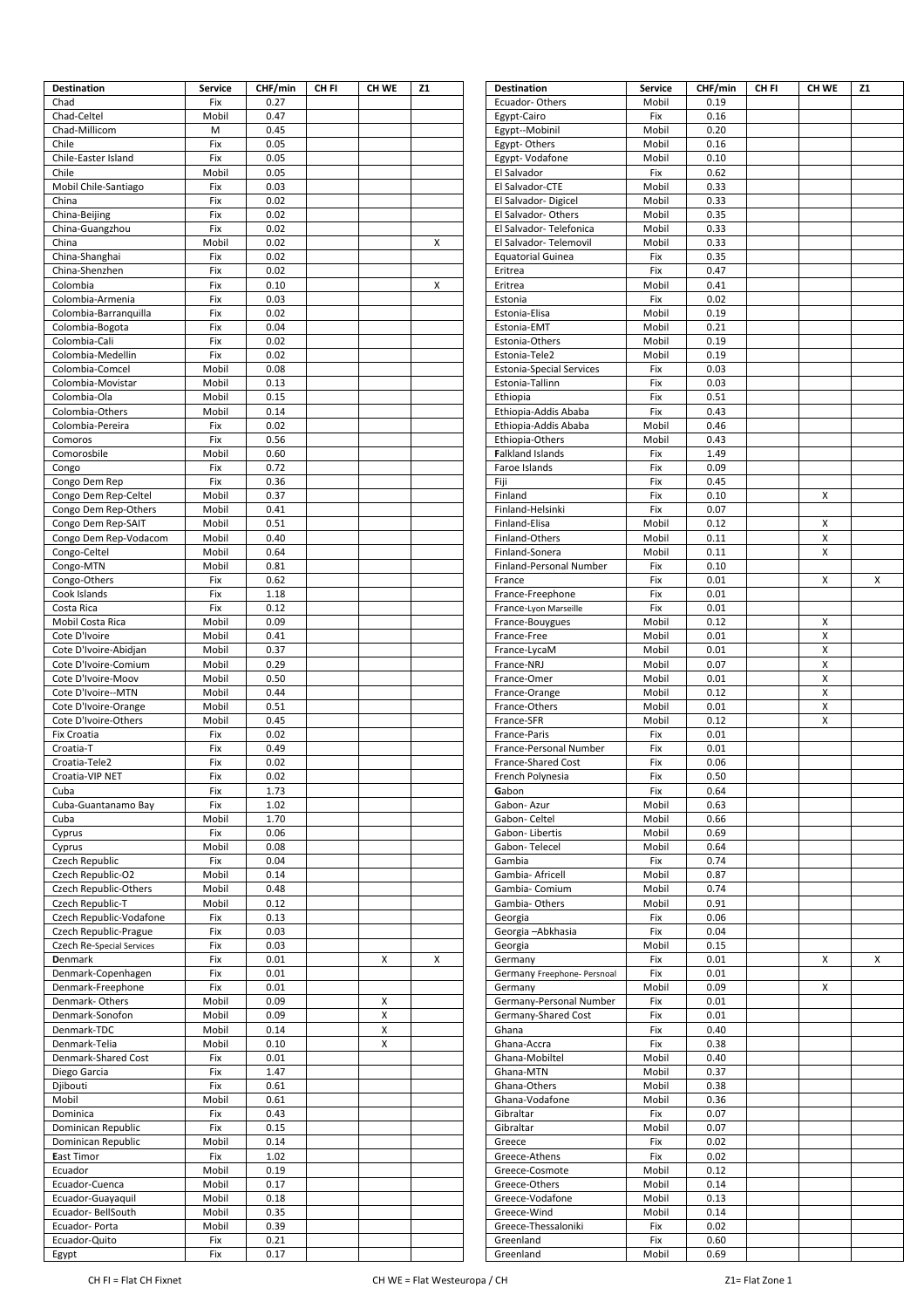| Destination | Service | CHF/min | CH FI | CH WE | Z1 |
|---|---|---|---|---|---|
| Chad | Fix | 0.27 | | | |
| Chad-Celtel | Mobil | 0.47 | | | |
| Chad-Millicom | M | 0.45 | | | |
| Chile | Fix | 0.05 | | | |
| Chile-Easter Island | Fix | 0.05 | | | |
| Chile | Mobil | 0.05 | | | |
| Mobil Chile-Santiago | Fix | 0.03 | | | |
| China | Fix | 0.02 | | | |
| China-Beijing | Fix | 0.02 | | | |
| China-Guangzhou | Fix | 0.02 | | | |
| China | Mobil | 0.02 | | | X |
| China-Shanghai | Fix | 0.02 | | | |
| China-Shenzhen | Fix | 0.02 | | | |
| Colombia | Fix | 0.10 | | | X |
| Colombia-Armenia | Fix | 0.03 | | | |
| Colombia-Barranquilla | Fix | 0.02 | | | |
| Colombia-Bogota | Fix | 0.04 | | | |
| Colombia-Cali | Fix | 0.02 | | | |
| Colombia-Medellin | Fix | 0.02 | | | |
| Colombia-Comcel | Mobil | 0.08 | | | |
| Colombia-Movistar | Mobil | 0.13 | | | |
| Colombia-Ola | Mobil | 0.15 | | | |
| Colombia-Others | Mobil | 0.14 | | | |
| Colombia-Pereira | Fix | 0.02 | | | |
| Comoros | Fix | 0.56 | | | |
| Comorosbile | Mobil | 0.60 | | | |
| Congo | Fix | 0.72 | | | |
| Congo Dem Rep | Fix | 0.36 | | | |
| Congo Dem Rep-Celtel | Mobil | 0.37 | | | |
| Congo Dem Rep-Others | Mobil | 0.41 | | | |
| Congo Dem Rep-SAIT | Mobil | 0.51 | | | |
| Congo Dem Rep-Vodacom | Mobil | 0.40 | | | |
| Congo-Celtel | Mobil | 0.64 | | | |
| Congo-MTN | Mobil | 0.81 | | | |
| Congo-Others | Fix | 0.62 | | | |
| Cook Islands | Fix | 1.18 | | | |
| Costa Rica | Fix | 0.12 | | | |
| Mobil Costa Rica | Mobil | 0.09 | | | |
| Cote D'Ivoire | Mobil | 0.41 | | | |
| Cote D'Ivoire-Abidjan | Mobil | 0.37 | | | |
| Cote D'Ivoire-Comium | Mobil | 0.29 | | | |
| Cote D'Ivoire-Moov | Mobil | 0.50 | | | |
| Cote D'Ivoire--MTN | Mobil | 0.44 | | | |
| Cote D'Ivoire-Orange | Mobil | 0.51 | | | |
| Cote D'Ivoire-Others | Mobil | 0.45 | | | |
| Fix Croatia | Fix | 0.02 | | | |
| Croatia-T | Fix | 0.49 | | | |
| Croatia-Tele2 | Fix | 0.02 | | | |
| Croatia-VIP NET | Fix | 0.02 | | | |
| Cuba | Fix | 1.73 | | | |
| Cuba-Guantanamo Bay | Fix | 1.02 | | | |
| Cuba | Mobil | 1.70 | | | |
| Cyprus | Fix | 0.06 | | | |
| Cyprus | Mobil | 0.08 | | | |
| Czech Republic | Fix | 0.04 | | | |
| Czech Republic-O2 | Mobil | 0.14 | | | |
| Czech Republic-Others | Mobil | 0.48 | | | |
| Czech Republic-T | Mobil | 0.12 | | | |
| Czech Republic-Vodafone | Fix | 0.13 | | | |
| Czech Republic-Prague | Fix | 0.03 | | | |
| Czech Re-Special Services | Fix | 0.03 | | | |
| Denmark | Fix | 0.01 | | X | X |
| Denmark-Copenhagen | Fix | 0.01 | | | |
| Denmark-Freephone | Fix | 0.01 | | | |
| Denmark- Others | Mobil | 0.09 | | X | |
| Denmark-Sonofon | Mobil | 0.09 | | X | |
| Denmark-TDC | Mobil | 0.14 | | X | |
| Denmark-Telia | Mobil | 0.10 | | X | |
| Denmark-Shared Cost | Fix | 0.01 | | | |
| Diego Garcia | Fix | 1.47 | | | |
| Djibouti | Fix | 0.61 | | | |
| Mobil | Mobil | 0.61 | | | |
| Dominica | Fix | 0.43 | | | |
| Dominican Republic | Fix | 0.15 | | | |
| Dominican Republic | Mobil | 0.14 | | | |
| East Timor | Fix | 1.02 | | | |
| Ecuador | Mobil | 0.19 | | | |
| Ecuador-Cuenca | Mobil | 0.17 | | | |
| Ecuador-Guayaquil | Mobil | 0.18 | | | |
| Ecuador- BellSouth | Mobil | 0.35 | | | |
| Ecuador- Porta | Mobil | 0.39 | | | |
| Ecuador-Quito | Fix | 0.21 | | | |
| Egypt | Fix | 0.17 | | | |
| Ecuador- Others | Mobil | 0.19 | | | |
| Egypt-Cairo | Fix | 0.16 | | | |
| Egypt--Mobinil | Mobil | 0.20 | | | |
| Egypt- Others | Mobil | 0.16 | | | |
| Egypt- Vodafone | Mobil | 0.10 | | | |
| El Salvador | Fix | 0.62 | | | |
| El Salvador-CTE | Mobil | 0.33 | | | |
| El Salvador- Digicel | Mobil | 0.33 | | | |
| El Salvador- Others | Mobil | 0.35 | | | |
| El Salvador- Telefonica | Mobil | 0.33 | | | |
| El Salvador- Telemovil | Mobil | 0.33 | | | |
| Equatorial Guinea | Fix | 0.35 | | | |
| Eritrea | Fix | 0.47 | | | |
| Eritrea | Mobil | 0.41 | | | |
| Estonia | Fix | 0.02 | | | |
| Estonia-Elisa | Mobil | 0.19 | | | |
| Estonia-EMT | Mobil | 0.21 | | | |
| Estonia-Others | Mobil | 0.19 | | | |
| Estonia-Tele2 | Mobil | 0.19 | | | |
| Estonia-Special Services | Fix | 0.03 | | | |
| Estonia-Tallinn | Fix | 0.03 | | | |
| Ethiopia | Fix | 0.51 | | | |
| Ethiopia-Addis Ababa | Fix | 0.43 | | | |
| Ethiopia-Addis Ababa | Mobil | 0.46 | | | |
| Ethiopia-Others | Mobil | 0.43 | | | |
| Falkland Islands | Fix | 1.49 | | | |
| Faroe Islands | Fix | 0.09 | | | |
| Fiji | Fix | 0.45 | | | |
| Finland | Fix | 0.10 | | X | |
| Finland-Helsinki | Fix | 0.07 | | | |
| Finland-Elisa | Mobil | 0.12 | | X | |
| Finland-Others | Mobil | 0.11 | | X | |
| Finland-Sonera | Mobil | 0.11 | | X | |
| Finland-Personal Number | Fix | 0.10 | | | |
| France | Fix | 0.01 | | X | X |
| France-Freephone | Fix | 0.01 | | | |
| France-Lyon Marseille | Fix | 0.01 | | | |
| France-Bouygues | Mobil | 0.12 | | X | |
| France-Free | Mobil | 0.01 | | X | |
| France-LycaM | Mobil | 0.01 | | X | |
| France-NRJ | Mobil | 0.07 | | X | |
| France-Omer | Mobil | 0.01 | | X | |
| France-Orange | Mobil | 0.12 | | X | |
| France-Others | Mobil | 0.01 | | X | |
| France-SFR | Mobil | 0.12 | | X | |
| France-Paris | Fix | 0.01 | | | |
| France-Personal Number | Fix | 0.01 | | | |
| France-Shared Cost | Fix | 0.06 | | | |
| French Polynesia | Fix | 0.50 | | | |
| Gabon | Fix | 0.64 | | | |
| Gabon- Azur | Mobil | 0.63 | | | |
| Gabon- Celtel | Mobil | 0.66 | | | |
| Gabon- Libertis | Mobil | 0.69 | | | |
| Gabon- Telecel | Mobil | 0.64 | | | |
| Gambia | Fix | 0.74 | | | |
| Gambia- Africell | Mobil | 0.87 | | | |
| Gambia- Comium | Mobil | 0.74 | | | |
| Gambia- Others | Mobil | 0.91 | | | |
| Georgia | Fix | 0.06 | | | |
| Georgia –Abkhasia | Fix | 0.04 | | | |
| Georgia | Mobil | 0.15 | | | |
| Germany | Fix | 0.01 | | X | X |
| Germany Freephone- Persnoal | Fix | 0.01 | | | |
| Germany | Mobil | 0.09 | | X | |
| Germany-Personal Number | Fix | 0.01 | | | |
| Germany-Shared Cost | Fix | 0.01 | | | |
| Ghana | Fix | 0.40 | | | |
| Ghana-Accra | Fix | 0.38 | | | |
| Ghana-Mobiltel | Mobil | 0.40 | | | |
| Ghana-MTN | Mobil | 0.37 | | | |
| Ghana-Others | Mobil | 0.38 | | | |
| Ghana-Vodafone | Mobil | 0.36 | | | |
| Gibraltar | Fix | 0.07 | | | |
| Gibraltar | Mobil | 0.07 | | | |
| Greece | Fix | 0.02 | | | |
| Greece-Athens | Fix | 0.02 | | | |
| Greece-Cosmote | Mobil | 0.12 | | | |
| Greece-Others | Mobil | 0.14 | | | |
| Greece-Vodafone | Mobil | 0.13 | | | |
| Greece-Wind | Mobil | 0.14 | | | |
| Greece-Thessaloniki | Fix | 0.02 | | | |
| Greenland | Fix | 0.60 | | | |
| Greenland | Mobil | 0.69 | | | |

CH FI = Flat CH Fixnet CH WE = Flat Westeuropa / CH Z1= Flat Zone 1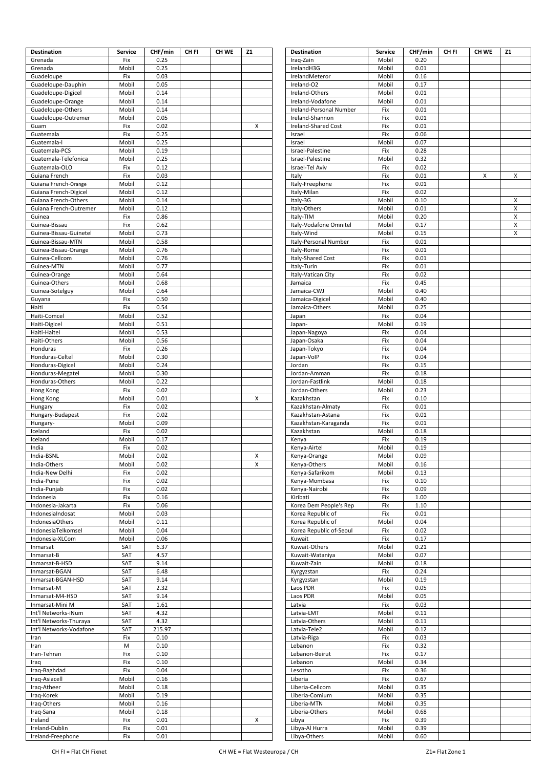| Destination | Service | CHF/min | CH FI | CH WE | Z1 |
|---|---|---|---|---|---|
| Grenada | Fix | 0.25 | | | |
| Grenada | Mobil | 0.25 | | | |
| Guadeloupe | Fix | 0.03 | | | |
| Guadeloupe-Dauphin | Mobil | 0.05 | | | |
| Guadeloupe-Digicel | Mobil | 0.14 | | | |
| Guadeloupe-Orange | Mobil | 0.14 | | | |
| Guadeloupe-Others | Mobil | 0.14 | | | |
| Guadeloupe-Outremer | Mobil | 0.05 | | | |
| Guam | Fix | 0.02 | | | X |
| Guatemala | Fix | 0.25 | | | |
| Guatemala-I | Mobil | 0.25 | | | |
| Guatemala-PCS | Mobil | 0.19 | | | |
| Guatemala-Telefonica | Mobil | 0.25 | | | |
| Guatemala-OLO | Fix | 0.12 | | | |
| Guiana French | Fix | 0.03 | | | |
| Guiana French-Orange | Mobil | 0.12 | | | |
| Guiana French-Digicel | Mobil | 0.12 | | | |
| Guiana French-Others | Mobil | 0.14 | | | |
| Guiana French-Outremer | Mobil | 0.12 | | | |
| Guinea | Fix | 0.86 | | | |
| Guinea-Bissau | Fix | 0.62 | | | |
| Guinea-Bissau-Guinetel | Mobil | 0.73 | | | |
| Guinea-Bissau-MTN | Mobil | 0.58 | | | |
| Guinea-Bissau-Orange | Mobil | 0.76 | | | |
| Guinea-Cellcom | Mobil | 0.76 | | | |
| Guinea-MTN | Mobil | 0.77 | | | |
| Guinea-Orange | Mobil | 0.64 | | | |
| Guinea-Others | Mobil | 0.68 | | | |
| Guinea-Sotelguy | Mobil | 0.64 | | | |
| Guyana | Fix | 0.50 | | | |
| **H**aiti | Fix | 0.54 | | | |
| Haiti-Comcel | Mobil | 0.52 | | | |
| Haiti-Digicel | Mobil | 0.51 | | | |
| Haiti-Haitel | Mobil | 0.53 | | | |
| Haiti-Others | Mobil | 0.56 | | | |
| Honduras | Fix | 0.26 | | | |
| Honduras-Celtel | Mobil | 0.30 | | | |
| Honduras-Digicel | Mobil | 0.24 | | | |
| Honduras-Megatel | Mobil | 0.30 | | | |
| Honduras-Others | Mobil | 0.22 | | | |
| Hong Kong | Fix | 0.02 | | | |
| Hong Kong | Mobil | 0.01 | | | X |
| Hungary | Fix | 0.02 | | | |
| Hungary-Budapest | Fix | 0.02 | | | |
| Hungary- | Mobil | 0.09 | | | |
| **I**celand | Fix | 0.02 | | | |
| Iceland | Mobil | 0.17 | | | |
| India | Fix | 0.02 | | | |
| India-BSNL | Mobil | 0.02 | | | X |
| India-Others | Mobil | 0.02 | | | X |
| India-New Delhi | Fix | 0.02 | | | |
| India-Pune | Fix | 0.02 | | | |
| India-Punjab | Fix | 0.02 | | | |
| Indonesia | Fix | 0.16 | | | |
| Indonesia-Jakarta | Fix | 0.06 | | | |
| IndonesiaIndosat | Mobil | 0.03 | | | |
| IndonesiaOthers | Mobil | 0.11 | | | |
| IndonesiaTelkomsel | Mobil | 0.04 | | | |
| Indonesia-XLCom | Mobil | 0.06 | | | |
| Inmarsat | SAT | 6.37 | | | |
| Inmarsat-B | SAT | 4.57 | | | |
| Inmarsat-B-HSD | SAT | 9.14 | | | |
| Inmarsat-BGAN | SAT | 6.48 | | | |
| Inmarsat-BGAN-HSD | SAT | 9.14 | | | |
| Inmarsat-M | SAT | 2.32 | | | |
| Inmarsat-M4-HSD | SAT | 9.14 | | | |
| Inmarsat-Mini M | SAT | 1.61 | | | |
| Int'l Networks-iNum | SAT | 4.32 | | | |
| Int'l Networks-Thuraya | SAT | 4.32 | | | |
| Int'l Networks-Vodafone | SAT | 215.97 | | | |
| Iran | Fix | 0.10 | | | |
| Iran | M | 0.10 | | | |
| Iran-Tehran | Fix | 0.10 | | | |
| Iraq | Fix | 0.10 | | | |
| Iraq-Baghdad | Fix | 0.04 | | | |
| Iraq-Asiacell | Mobil | 0.16 | | | |
| Iraq-Atheer | Mobil | 0.18 | | | |
| Iraq-Korek | Mobil | 0.19 | | | |
| Iraq-Others | Mobil | 0.16 | | | |
| Iraq-Sana | Mobil | 0.18 | | | |
| Ireland | Fix | 0.01 | | | X |
| Ireland-Dublin | Fix | 0.01 | | | |
| Ireland-Freephone | Fix | 0.01 | | | |
| Iraq-Zain | Mobil | 0.20 | | | |
| IrelandH3G | Mobil | 0.01 | | | |
| IrelandMeteror | Mobil | 0.16 | | | |
| Ireland-O2 | Mobil | 0.17 | | | |
| Ireland-Others | Mobil | 0.01 | | | |
| Ireland-Vodafone | Mobil | 0.01 | | | |
| Ireland-Personal Number | Fix | 0.01 | | | |
| Ireland-Shannon | Fix | 0.01 | | | |
| Ireland-Shared Cost | Fix | 0.01 | | | |
| Israel | Fix | 0.06 | | | |
| Israel | Mobil | 0.07 | | | |
| Israel-Palestine | Fix | 0.28 | | | |
| Israel-Palestine | Mobil | 0.32 | | | |
| Israel-Tel Aviv | Fix | 0.02 | | | |
| Italy | Fix | 0.01 | | X | X |
| Italy-Freephone | Fix | 0.01 | | | |
| Italy-Milan | Fix | 0.02 | | | |
| Italy-3G | Mobil | 0.10 | | | X |
| Italy-Others | Mobil | 0.01 | | | X |
| Italy-TIM | Mobil | 0.20 | | | X |
| Italy-Vodafone Omnitel | Mobil | 0.17 | | | X |
| Italy-Wind | Mobil | 0.15 | | | X |
| Italy-Personal Number | Fix | 0.01 | | | |
| Italy-Rome | Fix | 0.01 | | | |
| Italy-Shared Cost | Fix | 0.01 | | | |
| Italy-Turin | Fix | 0.01 | | | |
| Italy-Vatican City | Fix | 0.02 | | | |
| **J**amaica | Fix | 0.45 | | | |
| Jamaica-CWJ | Mobil | 0.40 | | | |
| Jamaica-Digicel | Mobil | 0.40 | | | |
| Jamaica-Others | Mobil | 0.25 | | | |
| Japan | Fix | 0.04 | | | |
| Japan- | Mobil | 0.19 | | | |
| Japan-Nagoya | Fix | 0.04 | | | |
| Japan-Osaka | Fix | 0.04 | | | |
| Japan-Tokyo | Fix | 0.04 | | | |
| Japan-VoIP | Fix | 0.04 | | | |
| Jordan | Fix | 0.15 | | | |
| Jordan-Amman | Fix | 0.18 | | | |
| Jordan-Fastlink | Mobil | 0.18 | | | |
| Jordan-Others | Mobil | 0.23 | | | |
| **K**azakhstan | Fix | 0.10 | | | |
| Kazakhstan-Almaty | Fix | 0.01 | | | |
| Kazakhstan-Astana | Fix | 0.01 | | | |
| Kazakhstan-Karaganda | Fix | 0.01 | | | |
| Kazakhstan | Mobil | 0.18 | | | |
| Kenya | Fix | 0.19 | | | |
| Kenya-Airtel | Mobil | 0.19 | | | |
| Kenya-Orange | Mobil | 0.09 | | | |
| Kenya-Others | Mobil | 0.16 | | | |
| Kenya-Safarikom | Mobil | 0.13 | | | |
| Kenya-Mombasa | Fix | 0.10 | | | |
| Kenya-Nairobi | Fix | 0.09 | | | |
| Kiribati | Fix | 1.00 | | | |
| Korea Dem People's Rep | Fix | 1.10 | | | |
| Korea Republic of | Fix | 0.01 | | | |
| Korea Republic of | Mobil | 0.04 | | | |
| Korea Republic of-Seoul | Fix | 0.02 | | | |
| Kuwait | Fix | 0.17 | | | |
| Kuwait-Others | Mobil | 0.21 | | | |
| Kuwait-Wataniya | Mobil | 0.07 | | | |
| Kuwait-Zain | Mobil | 0.18 | | | |
| Kyrgyzstan | Fix | 0.24 | | | |
| Kyrgyzstan | Mobil | 0.19 | | | |
| **L**aos PDR | Fix | 0.05 | | | |
| Laos PDR | Mobil | 0.05 | | | |
| Latvia | Fix | 0.03 | | | |
| Latvia-LMT | Mobil | 0.11 | | | |
| Latvia-Others | Mobil | 0.11 | | | |
| Latvia-Tele2 | Mobil | 0.12 | | | |
| Latvia-Riga | Fix | 0.03 | | | |
| Lebanon | Fix | 0.32 | | | |
| Lebanon-Beirut | Fix | 0.17 | | | |
| Lebanon | Mobil | 0.34 | | | |
| Lesotho | Fix | 0.36 | | | |
| Liberia | Fix | 0.67 | | | |
| Liberia-Cellcom | Mobil | 0.35 | | | |
| Liberia-Comium | Mobil | 0.35 | | | |
| Liberia-MTN | Mobil | 0.35 | | | |
| Liberia-Others | Mobil | 0.68 | | | |
| Libya | Fix | 0.39 | | | |
| Libya-Al Hurra | Mobil | 0.39 | | | |
| Libya-Others | Mobil | 0.60 | | | |

CH FI = Flat CH Fixnet    CH WE = Flat Westeuropa / CH    Z1= Flat Zone 1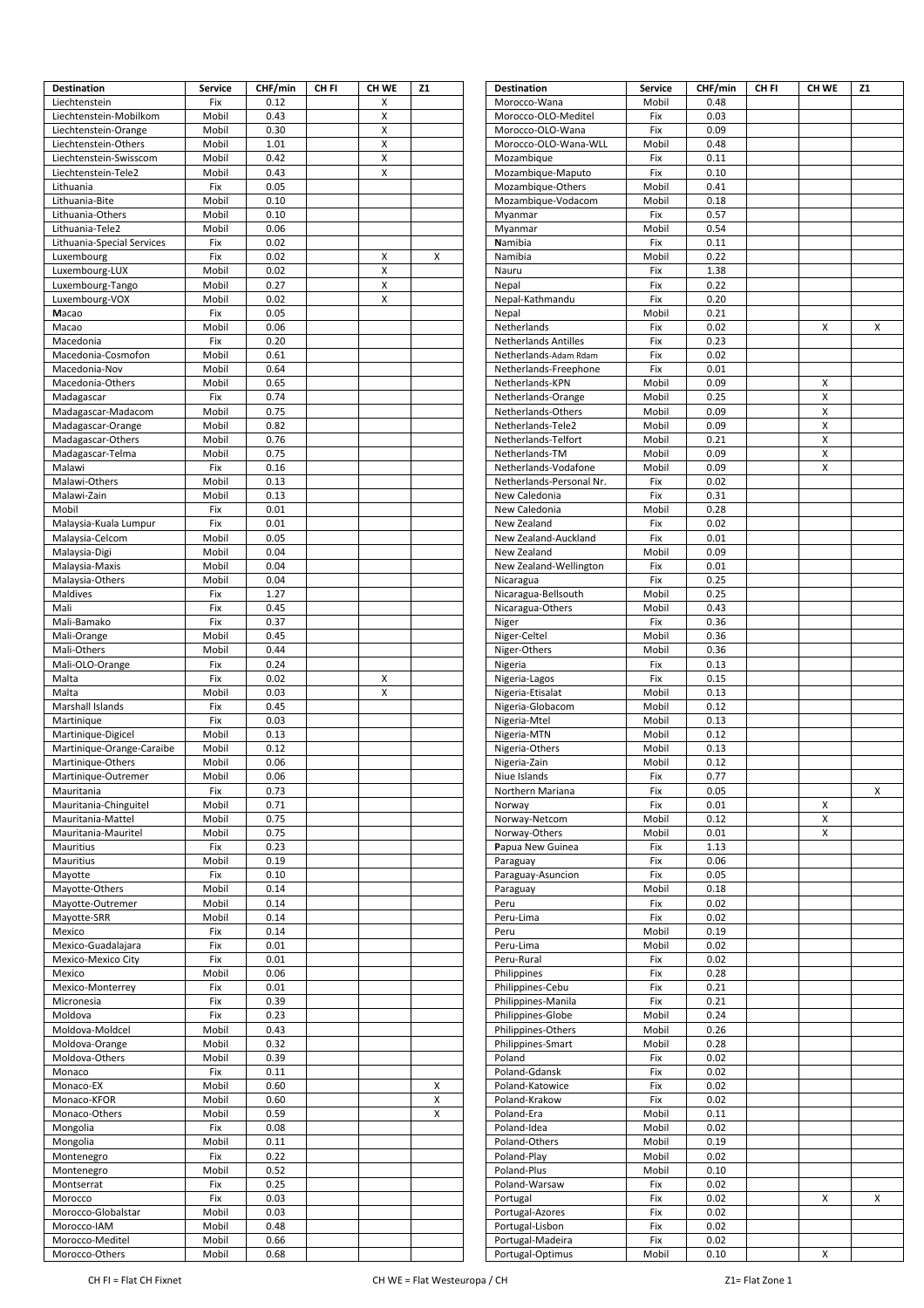| Destination | Service | CHF/min | CH FI | CH WE | Z1 |
|---|---|---|---|---|---|
| Liechtenstein | Fix | 0.12 | | X | |
| Liechtenstein-Mobilkom | Mobil | 0.43 | | X | |
| Liechtenstein-Orange | Mobil | 0.30 | | X | |
| Liechtenstein-Others | Mobil | 1.01 | | X | |
| Liechtenstein-Swisscom | Mobil | 0.42 | | X | |
| Liechtenstein-Tele2 | Mobil | 0.43 | | X | |
| Lithuania | Fix | 0.05 | | | |
| Lithuania-Bite | Mobil | 0.10 | | | |
| Lithuania-Others | Mobil | 0.10 | | | |
| Lithuania-Tele2 | Mobil | 0.06 | | | |
| Lithuania-Special Services | Fix | 0.02 | | | |
| Luxembourg | Fix | 0.02 | | X | X |
| Luxembourg-LUX | Mobil | 0.02 | | X | |
| Luxembourg-Tango | Mobil | 0.27 | | X | |
| Luxembourg-VOX | Mobil | 0.02 | | X | |
| **M**acao | Fix | 0.05 | | | |
| Macao | Mobil | 0.06 | | | |
| Macedonia | Fix | 0.20 | | | |
| Macedonia-Cosmofon | Mobil | 0.61 | | | |
| Macedonia-Nov | Mobil | 0.64 | | | |
| Macedonia-Others | Mobil | 0.65 | | | |
| Madagascar | Fix | 0.74 | | | |
| Madagascar-Madacom | Mobil | 0.75 | | | |
| Madagascar-Orange | Mobil | 0.82 | | | |
| Madagascar-Others | Mobil | 0.76 | | | |
| Madagascar-Telma | Mobil | 0.75 | | | |
| Malawi | Fix | 0.16 | | | |
| Malawi-Others | Mobil | 0.13 | | | |
| Malawi-Zain | Mobil | 0.13 | | | |
| Mobil | Fix | 0.01 | | | |
| Malaysia-Kuala Lumpur | Fix | 0.01 | | | |
| Malaysia-Celcom | Mobil | 0.05 | | | |
| Malaysia-Digi | Mobil | 0.04 | | | |
| Malaysia-Maxis | Mobil | 0.04 | | | |
| Malaysia-Others | Mobil | 0.04 | | | |
| Maldives | Fix | 1.27 | | | |
| Mali | Fix | 0.45 | | | |
| Mali-Bamako | Fix | 0.37 | | | |
| Mali-Orange | Mobil | 0.45 | | | |
| Mali-Others | Mobil | 0.44 | | | |
| Mali-OLO-Orange | Fix | 0.24 | | | |
| Malta | Fix | 0.02 | | X | |
| Malta | Mobil | 0.03 | | X | |
| Marshall Islands | Fix | 0.45 | | | |
| Martinique | Fix | 0.03 | | | |
| Martinique-Digicel | Mobil | 0.13 | | | |
| Martinique-Orange-Caraibe | Mobil | 0.12 | | | |
| Martinique-Others | Mobil | 0.06 | | | |
| Martinique-Outremer | Mobil | 0.06 | | | |
| Mauritania | Fix | 0.73 | | | |
| Mauritania-Chinguitel | Mobil | 0.71 | | | |
| Mauritania-Mattel | Mobil | 0.75 | | | |
| Mauritania-Mauritel | Mobil | 0.75 | | | |
| Mauritius | Fix | 0.23 | | | |
| Mauritius | Mobil | 0.19 | | | |
| Mayotte | Fix | 0.10 | | | |
| Mayotte-Others | Mobil | 0.14 | | | |
| Mayotte-Outremer | Mobil | 0.14 | | | |
| Mayotte-SRR | Mobil | 0.14 | | | |
| Mexico | Fix | 0.14 | | | |
| Mexico-Guadalajara | Fix | 0.01 | | | |
| Mexico-Mexico City | Fix | 0.01 | | | |
| Mexico | Mobil | 0.06 | | | |
| Mexico-Monterrey | Fix | 0.01 | | | |
| Micronesia | Fix | 0.39 | | | |
| Moldova | Fix | 0.23 | | | |
| Moldova-Moldcel | Mobil | 0.43 | | | |
| Moldova-Orange | Mobil | 0.32 | | | |
| Moldova-Others | Mobil | 0.39 | | | |
| Monaco | Fix | 0.11 | | | |
| Monaco-EX | Mobil | 0.60 | | | X |
| Monaco-KFOR | Mobil | 0.60 | | | X |
| Monaco-Others | Mobil | 0.59 | | | X |
| Mongolia | Fix | 0.08 | | | |
| Mongolia | Mobil | 0.11 | | | |
| Montenegro | Fix | 0.22 | | | |
| Montenegro | Mobil | 0.52 | | | |
| Montserrat | Fix | 0.25 | | | |
| Morocco | Fix | 0.03 | | | |
| Morocco-Globalstar | Mobil | 0.03 | | | |
| Morocco-IAM | Mobil | 0.48 | | | |
| Morocco-Meditel | Mobil | 0.66 | | | |
| Morocco-Others | Mobil | 0.68 | | | |
| Morocco-Wana | Mobil | 0.48 | | | |
| Morocco-OLO-Meditel | Fix | 0.03 | | | |
| Morocco-OLO-Wana | Fix | 0.09 | | | |
| Morocco-OLO-Wana-WLL | Mobil | 0.48 | | | |
| Mozambique | Fix | 0.11 | | | |
| Mozambique-Maputo | Fix | 0.10 | | | |
| Mozambique-Others | Mobil | 0.41 | | | |
| Mozambique-Vodacom | Mobil | 0.18 | | | |
| Myanmar | Fix | 0.57 | | | |
| Myanmar | Mobil | 0.54 | | | |
| **N**amibia | Fix | 0.11 | | | |
| Namibia | Mobil | 0.22 | | | |
| Nauru | Fix | 1.38 | | | |
| Nepal | Fix | 0.22 | | | |
| Nepal-Kathmandu | Fix | 0.20 | | | |
| Nepal | Mobil | 0.21 | | | |
| Netherlands | Fix | 0.02 | | X | X |
| Netherlands Antilles | Fix | 0.23 | | | |
| Netherlands-Adam Rdam | Fix | 0.02 | | | |
| Netherlands-Freephone | Fix | 0.01 | | | |
| Netherlands-KPN | Mobil | 0.09 | | X | |
| Netherlands-Orange | Mobil | 0.25 | | X | |
| Netherlands-Others | Mobil | 0.09 | | X | |
| Netherlands-Tele2 | Mobil | 0.09 | | X | |
| Netherlands-Telfort | Mobil | 0.21 | | X | |
| Netherlands-TM | Mobil | 0.09 | | X | |
| Netherlands-Vodafone | Mobil | 0.09 | | X | |
| Netherlands-Personal Nr. | Fix | 0.02 | | | |
| New Caledonia | Fix | 0.31 | | | |
| New Caledonia | Mobil | 0.28 | | | |
| New Zealand | Fix | 0.02 | | | |
| New Zealand-Auckland | Fix | 0.01 | | | |
| New Zealand | Mobil | 0.09 | | | |
| New Zealand-Wellington | Fix | 0.01 | | | |
| Nicaragua | Fix | 0.25 | | | |
| Nicaragua-Bellsouth | Mobil | 0.25 | | | |
| Nicaragua-Others | Mobil | 0.43 | | | |
| Niger | Fix | 0.36 | | | |
| Niger-Celtel | Mobil | 0.36 | | | |
| Niger-Others | Mobil | 0.36 | | | |
| Nigeria | Fix | 0.13 | | | |
| Nigeria-Lagos | Fix | 0.15 | | | |
| Nigeria-Etisalat | Mobil | 0.13 | | | |
| Nigeria-Globacom | Mobil | 0.12 | | | |
| Nigeria-Mtel | Mobil | 0.13 | | | |
| Nigeria-MTN | Mobil | 0.12 | | | |
| Nigeria-Others | Mobil | 0.13 | | | |
| Nigeria-Zain | Mobil | 0.12 | | | |
| Niue Islands | Fix | 0.77 | | | |
| Northern Mariana | Fix | 0.05 | | | X |
| Norway | Fix | 0.01 | | X | |
| Norway-Netcom | Mobil | 0.12 | | X | |
| Norway-Others | Mobil | 0.01 | | X | |
| **P**apua New Guinea | Fix | 1.13 | | | |
| Paraguay | Fix | 0.06 | | | |
| Paraguay-Asuncion | Fix | 0.05 | | | |
| Paraguay | Mobil | 0.18 | | | |
| Peru | Fix | 0.02 | | | |
| Peru-Lima | Fix | 0.02 | | | |
| Peru | Mobil | 0.19 | | | |
| Peru-Lima | Mobil | 0.02 | | | |
| Peru-Rural | Fix | 0.02 | | | |
| Philippines | Fix | 0.28 | | | |
| Philippines-Cebu | Fix | 0.21 | | | |
| Philippines-Manila | Fix | 0.21 | | | |
| Philippines-Globe | Mobil | 0.24 | | | |
| Philippines-Others | Mobil | 0.26 | | | |
| Philippines-Smart | Mobil | 0.28 | | | |
| Poland | Fix | 0.02 | | | |
| Poland-Gdansk | Fix | 0.02 | | | |
| Poland-Katowice | Fix | 0.02 | | | |
| Poland-Krakow | Fix | 0.02 | | | |
| Poland-Era | Mobil | 0.11 | | | |
| Poland-Idea | Mobil | 0.02 | | | |
| Poland-Others | Mobil | 0.19 | | | |
| Poland-Play | Mobil | 0.02 | | | |
| Poland-Plus | Mobil | 0.10 | | | |
| Poland-Warsaw | Fix | 0.02 | | | |
| Portugal | Fix | 0.02 | | X | X |
| Portugal-Azores | Fix | 0.02 | | | |
| Portugal-Lisbon | Fix | 0.02 | | | |
| Portugal-Madeira | Fix | 0.02 | | | |
| Portugal-Optimus | Mobil | 0.10 | | X | |

CH FI = Flat CH Fixnet    CH WE = Flat Westeuropa / CH    Z1= Flat Zone 1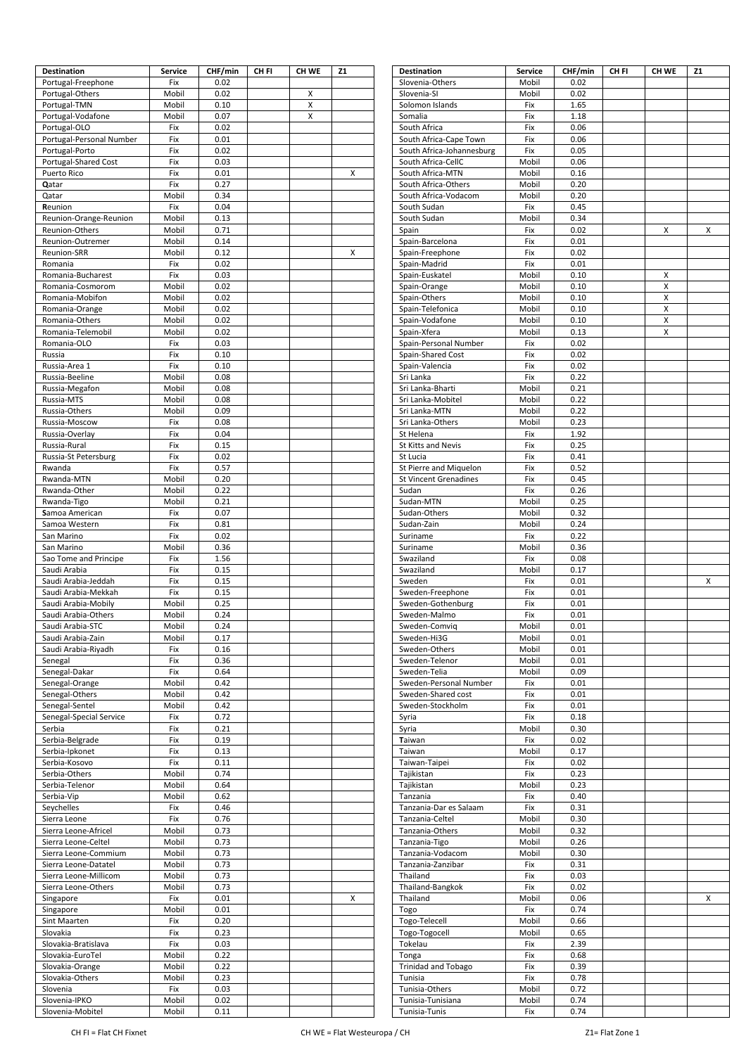| Destination | Service | CHF/min | CH FI | CH WE | Z1 |
|---|---|---|---|---|---|
| Portugal-Freephone | Fix | 0.02 | | | |
| Portugal-Others | Mobil | 0.02 | | X | |
| Portugal-TMN | Mobil | 0.10 | | X | |
| Portugal-Vodafone | Mobil | 0.07 | | X | |
| Portugal-OLO | Fix | 0.02 | | | |
| Portugal-Personal Number | Fix | 0.01 | | | |
| Portugal-Porto | Fix | 0.02 | | | |
| Portugal-Shared Cost | Fix | 0.03 | | | |
| Puerto Rico | Fix | 0.01 | | | X |
| **Q**atar | Fix | 0.27 | | | |
| Qatar | Mobil | 0.34 | | | |
| **R**eunion | Fix | 0.04 | | | |
| Reunion-Orange-Reunion | Mobil | 0.13 | | | |
| Reunion-Others | Mobil | 0.71 | | | |
| Reunion-Outremer | Mobil | 0.14 | | | |
| Reunion-SRR | Mobil | 0.12 | | | X |
| Romania | Fix | 0.02 | | | |
| Romania-Bucharest | Fix | 0.03 | | | |
| Romania-Cosmorom | Mobil | 0.02 | | | |
| Romania-Mobifon | Mobil | 0.02 | | | |
| Romania-Orange | Mobil | 0.02 | | | |
| Romania-Others | Mobil | 0.02 | | | |
| Romania-Telemobil | Mobil | 0.02 | | | |
| Romania-OLO | Fix | 0.03 | | | |
| Russia | Fix | 0.10 | | | |
| Russia-Area 1 | Fix | 0.10 | | | |
| Russia-Beeline | Mobil | 0.08 | | | |
| Russia-Megafon | Mobil | 0.08 | | | |
| Russia-MTS | Mobil | 0.08 | | | |
| Russia-Others | Mobil | 0.09 | | | |
| Russia-Moscow | Fix | 0.08 | | | |
| Russia-Overlay | Fix | 0.04 | | | |
| Russia-Rural | Fix | 0.15 | | | |
| Russia-St Petersburg | Fix | 0.02 | | | |
| Rwanda | Fix | 0.57 | | | |
| Rwanda-MTN | Mobil | 0.20 | | | |
| Rwanda-Other | Mobil | 0.22 | | | |
| Rwanda-Tigo | Mobil | 0.21 | | | |
| **S**amoa American | Fix | 0.07 | | | |
| Samoa Western | Fix | 0.81 | | | |
| San Marino | Fix | 0.02 | | | |
| San Marino | Mobil | 0.36 | | | |
| Sao Tome and Principe | Fix | 1.56 | | | |
| Saudi Arabia | Fix | 0.15 | | | |
| Saudi Arabia-Jeddah | Fix | 0.15 | | | |
| Saudi Arabia-Mekkah | Fix | 0.15 | | | |
| Saudi Arabia-Mobily | Mobil | 0.25 | | | |
| Saudi Arabia-Others | Mobil | 0.24 | | | |
| Saudi Arabia-STC | Mobil | 0.24 | | | |
| Saudi Arabia-Zain | Mobil | 0.17 | | | |
| Saudi Arabia-Riyadh | Fix | 0.16 | | | |
| Senegal | Fix | 0.36 | | | |
| Senegal-Dakar | Fix | 0.64 | | | |
| Senegal-Orange | Mobil | 0.42 | | | |
| Senegal-Others | Mobil | 0.42 | | | |
| Senegal-Sentel | Mobil | 0.42 | | | |
| Senegal-Special Service | Fix | 0.72 | | | |
| Serbia | Fix | 0.21 | | | |
| Serbia-Belgrade | Fix | 0.19 | | | |
| Serbia-Ipkonet | Fix | 0.13 | | | |
| Serbia-Kosovo | Fix | 0.11 | | | |
| Serbia-Others | Mobil | 0.74 | | | |
| Serbia-Telenor | Mobil | 0.64 | | | |
| Serbia-Vip | Mobil | 0.62 | | | |
| Seychelles | Fix | 0.46 | | | |
| Sierra Leone | Fix | 0.76 | | | |
| Sierra Leone-Africel | Mobil | 0.73 | | | |
| Sierra Leone-Celtel | Mobil | 0.73 | | | |
| Sierra Leone-Commium | Mobil | 0.73 | | | |
| Sierra Leone-Datatel | Mobil | 0.73 | | | |
| Sierra Leone-Millicom | Mobil | 0.73 | | | |
| Sierra Leone-Others | Mobil | 0.73 | | | |
| Singapore | Fix | 0.01 | | | X |
| Singapore | Mobil | 0.01 | | | |
| Sint Maarten | Fix | 0.20 | | | |
| Slovakia | Fix | 0.23 | | | |
| Slovakia-Bratislava | Fix | 0.03 | | | |
| Slovakia-EuroTel | Mobil | 0.22 | | | |
| Slovakia-Orange | Mobil | 0.22 | | | |
| Slovakia-Others | Mobil | 0.23 | | | |
| Slovenia | Fix | 0.03 | | | |
| Slovenia-IPKO | Mobil | 0.02 | | | |
| Slovenia-Mobitel | Mobil | 0.11 | | | |
| Slovenia-Others | Mobil | 0.02 | | | |
| Slovenia-SI | Mobil | 0.02 | | | |
| Solomon Islands | Fix | 1.65 | | | |
| Somalia | Fix | 1.18 | | | |
| South Africa | Fix | 0.06 | | | |
| South Africa-Cape Town | Fix | 0.06 | | | |
| South Africa-Johannesburg | Fix | 0.05 | | | |
| South Africa-CellC | Mobil | 0.06 | | | |
| South Africa-MTN | Mobil | 0.16 | | | |
| South Africa-Others | Mobil | 0.20 | | | |
| South Africa-Vodacom | Mobil | 0.20 | | | |
| South Sudan | Fix | 0.45 | | | |
| South Sudan | Mobil | 0.34 | | | |
| Spain | Fix | 0.02 | | X | X |
| Spain-Barcelona | Fix | 0.01 | | | |
| Spain-Freephone | Fix | 0.02 | | | |
| Spain-Madrid | Fix | 0.01 | | | |
| Spain-Euskatel | Mobil | 0.10 | | X | |
| Spain-Orange | Mobil | 0.10 | | X | |
| Spain-Others | Mobil | 0.10 | | X | |
| Spain-Telefonica | Mobil | 0.10 | | X | |
| Spain-Vodafone | Mobil | 0.10 | | X | |
| Spain-Xfera | Mobil | 0.13 | | X | |
| Spain-Personal Number | Fix | 0.02 | | | |
| Spain-Shared Cost | Fix | 0.02 | | | |
| Spain-Valencia | Fix | 0.02 | | | |
| Sri Lanka | Fix | 0.22 | | | |
| Sri Lanka-Bharti | Mobil | 0.21 | | | |
| Sri Lanka-Mobitel | Mobil | 0.22 | | | |
| Sri Lanka-MTN | Mobil | 0.22 | | | |
| Sri Lanka-Others | Mobil | 0.23 | | | |
| St Helena | Fix | 1.92 | | | |
| St Kitts and Nevis | Fix | 0.25 | | | |
| St Lucia | Fix | 0.41 | | | |
| St Pierre and Miquelon | Fix | 0.52 | | | |
| St Vincent Grenadines | Fix | 0.45 | | | |
| Sudan | Fix | 0.26 | | | |
| Sudan-MTN | Mobil | 0.25 | | | |
| Sudan-Others | Mobil | 0.32 | | | |
| Sudan-Zain | Mobil | 0.24 | | | |
| Suriname | Fix | 0.22 | | | |
| Suriname | Mobil | 0.36 | | | |
| Swaziland | Fix | 0.08 | | | |
| Swaziland | Mobil | 0.17 | | | |
| Sweden | Fix | 0.01 | | | X |
| Sweden-Freephone | Fix | 0.01 | | | |
| Sweden-Gothenburg | Fix | 0.01 | | | |
| Sweden-Malmo | Fix | 0.01 | | | |
| Sweden-Comviq | Mobil | 0.01 | | | |
| Sweden-Hi3G | Mobil | 0.01 | | | |
| Sweden-Others | Mobil | 0.01 | | | |
| Sweden-Telenor | Mobil | 0.01 | | | |
| Sweden-Telia | Mobil | 0.09 | | | |
| Sweden-Personal Number | Fix | 0.01 | | | |
| Sweden-Shared cost | Fix | 0.01 | | | |
| Sweden-Stockholm | Fix | 0.01 | | | |
| Syria | Fix | 0.18 | | | |
| Syria | Mobil | 0.30 | | | |
| **T**aiwan | Fix | 0.02 | | | |
| Taiwan | Mobil | 0.17 | | | |
| Taiwan-Taipei | Fix | 0.02 | | | |
| Tajikistan | Fix | 0.23 | | | |
| Tajikistan | Mobil | 0.23 | | | |
| Tanzania | Fix | 0.40 | | | |
| Tanzania-Dar es Salaam | Fix | 0.31 | | | |
| Tanzania-Celtel | Mobil | 0.30 | | | |
| Tanzania-Others | Mobil | 0.32 | | | |
| Tanzania-Tigo | Mobil | 0.26 | | | |
| Tanzania-Vodacom | Mobil | 0.30 | | | |
| Tanzania-Zanzibar | Fix | 0.31 | | | |
| Thailand | Fix | 0.03 | | | |
| Thailand-Bangkok | Fix | 0.02 | | | |
| Thailand | Mobil | 0.06 | | | X |
| Togo | Fix | 0.74 | | | |
| Togo-Telecell | Mobil | 0.66 | | | |
| Togo-Togocell | Mobil | 0.65 | | | |
| Tokelau | Fix | 2.39 | | | |
| Tonga | Fix | 0.68 | | | |
| Trinidad and Tobago | Fix | 0.39 | | | |
| Tunisia | Fix | 0.78 | | | |
| Tunisia-Others | Mobil | 0.72 | | | |
| Tunisia-Tunisiana | Mobil | 0.74 | | | |
| Tunisia-Tunis | Fix | 0.74 | | | |

CH FI = Flat CH Fixnet CH WE = Flat Westeuropa / CH Z1= Flat Zone 1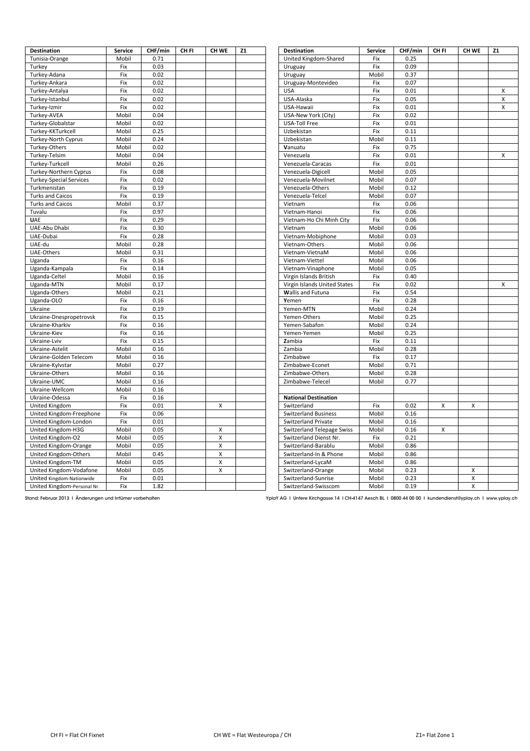| Destination | Service | CHF/min | CH FI | CH WE | Z1 |
|---|---|---|---|---|---|
| Tunisia-Orange | Mobil | 0.71 | | | |
| Turkey | Fix | 0.03 | | | |
| Turkey-Adana | Fix | 0.02 | | | |
| Turkey-Ankara | Fix | 0.02 | | | |
| Turkey-Antalya | Fix | 0.02 | | | |
| Turkey-Istanbul | Fix | 0.02 | | | |
| Turkey-Izmir | Fix | 0.02 | | | |
| Turkey-AVEA | Mobil | 0.04 | | | |
| Turkey-Globalstar | Mobil | 0.02 | | | |
| Turkey-KKTurkcell | Mobil | 0.25 | | | |
| Turkey-North Cyprus | Mobil | 0.24 | | | |
| Turkey-Others | Mobil | 0.02 | | | |
| Turkey-Telsim | Mobil | 0.04 | | | |
| Turkey-Turkcell | Mobil | 0.26 | | | |
| Turkey-Northern Cyprus | Fix | 0.08 | | | |
| Turkey-Special Services | Fix | 0.02 | | | |
| Turkmenistan | Fix | 0.19 | | | |
| Turks and Caicos | Fix | 0.19 | | | |
| Turks and Caicos | Mobil | 0.37 | | | |
| Tuvalu | Fix | 0.97 | | | |
| **U**AE | Fix | 0.29 | | | |
| UAE-Abu Dhabi | Fix | 0.30 | | | |
| UAE-Dubai | Fix | 0.28 | | | |
| UAE-du | Mobil | 0.28 | | | |
| UAE-Others | Mobil | 0.31 | | | |
| Uganda | Fix | 0.16 | | | |
| Uganda-Kampala | Fix | 0.14 | | | |
| Uganda-Celtel | Mobil | 0.16 | | | |
| Uganda-MTN | Mobil | 0.17 | | | |
| Uganda-Others | Mobil | 0.21 | | | |
| Uganda-OLO | Fix | 0.16 | | | |
| Ukraine | Fix | 0.19 | | | |
| Ukraine-Dnespropetrovsk | Fix | 0.15 | | | |
| Ukraine-Kharkiv | Fix | 0.16 | | | |
| Ukraine-Kiev | Fix | 0.16 | | | |
| Ukraine-Lviv | Fix | 0.15 | | | |
| Ukraine-Astelit | Mobil | 0.16 | | | |
| Ukraine-Golden Telecom | Mobil | 0.16 | | | |
| Ukraine-Kylvstar | Mobil | 0.27 | | | |
| Ukraine-Others | Mobil | 0.16 | | | |
| Ukraine-UMC | Mobil | 0.16 | | | |
| Ukraine-Wellcom | Mobil | 0.16 | | | |
| Ukraine-Odessa | Fix | 0.16 | | | |
| United Kingdom | Fix | 0.01 | | X | |
| United Kingdom-Freephone | Fix | 0.06 | | | |
| United Kingdom-London | Fix | 0.01 | | | |
| United Kingdom-H3G | Mobil | 0.05 | | X | |
| United Kingdom-O2 | Mobil | 0.05 | | X | |
| United Kingdom-Orange | Mobil | 0.05 | | X | |
| United Kingdom-Others | Mobil | 0.45 | | X | |
| United Kingdom-TM | Mobil | 0.05 | | X | |
| United Kingdom-Vodafone | Mobil | 0.05 | | X | |
| United Kingdom-Nationwide | Fix | 0.01 | | | |
| United Kingdom-Personal Nr. | Fix | 1.82 | | | |
| United Kingdom-Shared | Fix | 0.25 | | | |
| Uruguay | Fix | 0.09 | | | |
| Uruguay | Mobil | 0.37 | | | |
| Uruguay-Montevideo | Fix | 0.07 | | | |
| USA | Fix | 0.01 | | | X |
| USA-Alaska | Fix | 0.05 | | | X |
| USA-Hawaii | Fix | 0.01 | | | X |
| USA-New York (City) | Fix | 0.02 | | | |
| USA-Toll Free | Fix | 0.01 | | | |
| Uzbekistan | Fix | 0.11 | | | |
| Uzbekistan | Mobil | 0.11 | | | |
| **V**anuatu | Fix | 0.75 | | | |
| Venezuela | Fix | 0.01 | | | X |
| Venezuela-Caracas | Fix | 0.01 | | | |
| Venezuela-Digicell | Mobil | 0.05 | | | |
| Venezuela-Movilnet | Mobil | 0.07 | | | |
| Venezuela-Others | Mobil | 0.12 | | | |
| Venezuela-Telcel | Mobil | 0.07 | | | |
| Vietnam | Fix | 0.06 | | | |
| Vietnam-Hanoi | Fix | 0.06 | | | |
| Vietnam-Ho Chi Minh City | Fix | 0.06 | | | |
| Vietnam | Mobil | 0.06 | | | |
| Vietnam-Mobiphone | Mobil | 0.03 | | | |
| Vietnam-Others | Mobil | 0.06 | | | |
| Vietnam-VietnaM | Mobil | 0.06 | | | |
| Vietnam-Viettel | Mobil | 0.06 | | | |
| Vietnam-Vinaphone | Mobil | 0.05 | | | |
| Virgin Islands British | Fix | 0.40 | | | |
| Virgin Islands United States | Fix | 0.02 | | | X |
| **W**allis and Futuna | Fix | 0.54 | | | |
| **Y**emen | Fix | 0.28 | | | |
| Yemen-MTN | Mobil | 0.24 | | | |
| Yemen-Others | Mobil | 0.25 | | | |
| Yemen-Sabafon | Mobil | 0.24 | | | |
| Yemen-Yemen | Mobil | 0.25 | | | |
| **Z**ambia | Fix | 0.11 | | | |
| Zambia | Mobil | 0.28 | | | |
| Zimbabwe | Fix | 0.17 | | | |
| Zimbabwe-Econet | Mobil | 0.71 | | | |
| Zimbabwe-Others | Mobil | 0.28 | | | |
| Zimbabwe-Telecel | Mobil | 0.77 | | | |
| | | | | | |
| **National Destination** | | | | | |
| Switzerland | Fix | 0.02 | X | X | |
| Switzerland Business | Mobil | 0.16 | | | |
| Switzerland Private | Mobil | 0.16 | | | |
| Switzerland Telepage Swiss | Mobil | 0.16 | X | | |
| Switzerland Dienst Nr. | Fix | 0.21 | | | |
| Switzerland-Barablu | Mobil | 0.86 | | | |
| Switzerland-In & Phone | Mobil | 0.86 | | | |
| Switzerland-LycaM | Mobil | 0.86 | | | |
| Switzerland-Orange | Mobil | 0.23 | | X | |
| Switzerland-Sunrise | Mobil | 0.23 | | X | |
| Switzerland-Swisscom | Mobil | 0.19 | | X | |

Stand: Februar 2013 I Änderungen und Irrtümer vorbehalten

YplaY AG I Untere Kirchgasse 14 I CH-4147 Aesch BL I 0800 44 00 00 I kundendienst@yplay.ch I www.yplay.ch

CH FI = Flat CH Fixnet

CH WE = Flat Westeuropa / CH

Z1= Flat Zone 1